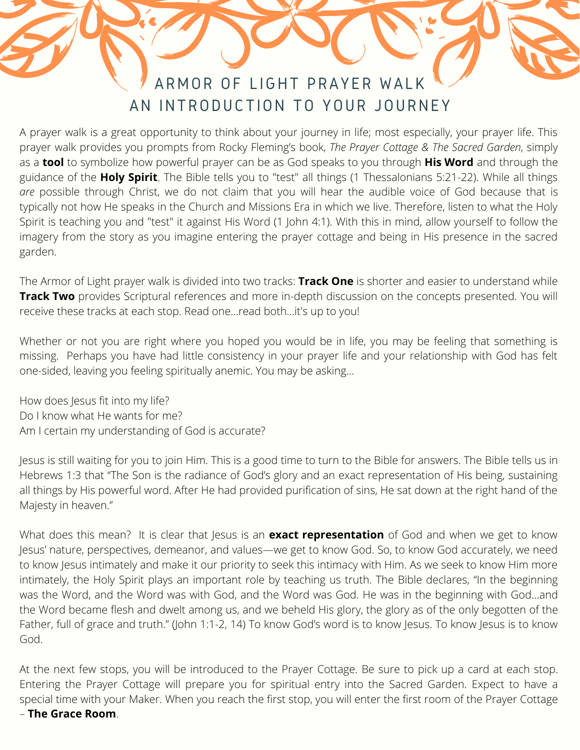# ARMOR OF LIGHT PRAYER WALK
## AN INTRODUCTION TO YOUR JOURNEY

A prayer walk is a great opportunity to think about your journey in life; most especially, your prayer life. This prayer walk provides you prompts from Rocky Fleming's book, *The Prayer Cottage & The Sacred Garden*, simply as a **tool** to symbolize how powerful prayer can be as God speaks to you through **His Word** and through the guidance of the **Holy Spirit**. The Bible tells you to "test" all things (1 Thessalonians 5:21-22). While all things *are* possible through Christ, we do not claim that you will hear the audible voice of God because that is typically not how He speaks in the Church and Missions Era in which we live. Therefore, listen to what the Holy Spirit is teaching you and "test" it against His Word (1 John 4:1). With this in mind, allow yourself to follow the imagery from the story as you imagine entering the prayer cottage and being in His presence in the sacred garden.

The Armor of Light prayer walk is divided into two tracks: **Track One** is shorter and easier to understand while **Track Two** provides Scriptural references and more in-depth discussion on the concepts presented. You will receive these tracks at each stop. Read one...read both...it's up to you!

Whether or not you are right where you hoped you would be in life, you may be feeling that something is missing. Perhaps you have had little consistency in your prayer life and your relationship with God has felt one-sided, leaving you feeling spiritually anemic. You may be asking...

How does Jesus fit into my life?
Do I know what He wants for me?
Am I certain my understanding of God is accurate?

Jesus is still waiting for you to join Him. This is a good time to turn to the Bible for answers. The Bible tells us in Hebrews 1:3 that "The Son is the radiance of God's glory and an exact representation of His being, sustaining all things by His powerful word. After He had provided purification of sins, He sat down at the right hand of the Majesty in heaven."

What does this mean? It is clear that Jesus is an **exact representation** of God and when we get to know Jesus' nature, perspectives, demeanor, and values—we get to know God. So, to know God accurately, we need to know Jesus intimately and make it our priority to seek this intimacy with Him. As we seek to know Him more intimately, the Holy Spirit plays an important role by teaching us truth. The Bible declares, "In the beginning was the Word, and the Word was with God, and the Word was God. He was in the beginning with God...and the Word became flesh and dwelt among us, and we beheld His glory, the glory as of the only begotten of the Father, full of grace and truth." (John 1:1-2, 14) To know God's word is to know Jesus. To know Jesus is to know God.

At the next few stops, you will be introduced to the Prayer Cottage. Be sure to pick up a card at each stop. Entering the Prayer Cottage will prepare you for spiritual entry into the Sacred Garden. Expect to have a special time with your Maker. When you reach the first stop, you will enter the first room of the Prayer Cottage – **The Grace Room**.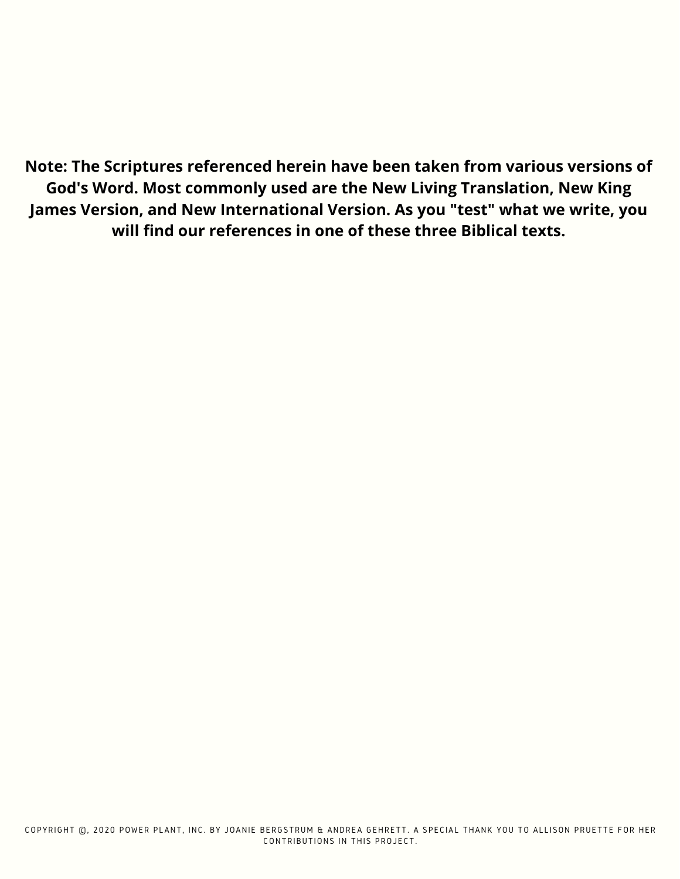**Note: The Scriptures referenced herein have been taken from various versions of God's Word. Most commonly used are the New Living Translation, New King James Version, and New International Version. As you "test" what we write, you will find our references in one of these three Biblical texts.**

COPYRIGHT ©, 2020 POWER PLANT, INC. BY JOANIE BERGSTRUM & ANDREA GEHRETT. A SPECIAL THANK YOU TO ALLISON PRUETTE FOR HER CONTRIBUTIONS IN THIS PROJECT.